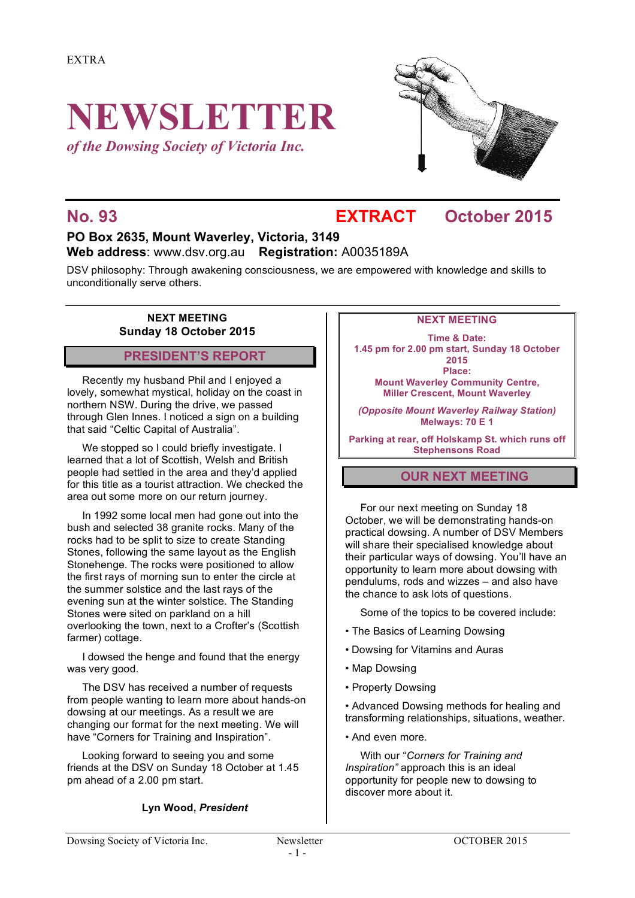EXTRA

# NEWSLETTER

*of the Dowsing Society of Victoria Inc.*

## No. 93 EXTRACT October 2015

**PO Box 2635, Mount Waverley, Victoria, 3149**
**Web address**: www.dsv.org.au **Registration:** A0035189A

DSV philosophy: Through awakening consciousness, we are empowered with knowledge and skills to unconditionally serve others.

**NEXT MEETING**
**Sunday 18 October 2015**

## PRESIDENT'S REPORT

Recently my husband Phil and I enjoyed a lovely, somewhat mystical, holiday on the coast in northern NSW. During the drive, we passed through Glen Innes. I noticed a sign on a building that said "Celtic Capital of Australia".

We stopped so I could briefly investigate. I learned that a lot of Scottish, Welsh and British people had settled in the area and they'd applied for this title as a tourist attraction. We checked the area out some more on our return journey.

In 1992 some local men had gone out into the bush and selected 38 granite rocks. Many of the rocks had to be split to size to create Standing Stones, following the same layout as the English Stonehenge. The rocks were positioned to allow the first rays of morning sun to enter the circle at the summer solstice and the last rays of the evening sun at the winter solstice. The Standing Stones were sited on parkland on a hill overlooking the town, next to a Crofter's (Scottish farmer) cottage.

I dowsed the henge and found that the energy was very good.

The DSV has received a number of requests from people wanting to learn more about hands-on dowsing at our meetings. As a result we are changing our format for the next meeting. We will have "Corners for Training and Inspiration".

Looking forward to seeing you and some friends at the DSV on Sunday 18 October at 1.45 pm ahead of a 2.00 pm start.

**Lyn Wood, *President***

**NEXT MEETING**

**Time & Date:**
**1.45 pm for 2.00 pm start, Sunday 18 October 2015**
**Place:**
**Mount Waverley Community Centre, Miller Crescent, Mount Waverley**

***(Opposite Mount Waverley Railway Station)***
**Melways: 70 E 1**

**Parking at rear, off Holskamp St. which runs off Stephensons Road**

## OUR NEXT MEETING

For our next meeting on Sunday 18 October, we will be demonstrating hands-on practical dowsing. A number of DSV Members will share their specialised knowledge about their particular ways of dowsing. You'll have an opportunity to learn more about dowsing with pendulums, rods and wizzes – and also have the chance to ask lots of questions.

Some of the topics to be covered include:

- The Basics of Learning Dowsing
- Dowsing for Vitamins and Auras
- Map Dowsing
- Property Dowsing
- Advanced Dowsing methods for healing and transforming relationships, situations, weather.
- And even more.

With our "*Corners for Training and Inspiration"* approach this is an ideal opportunity for people new to dowsing to discover more about it.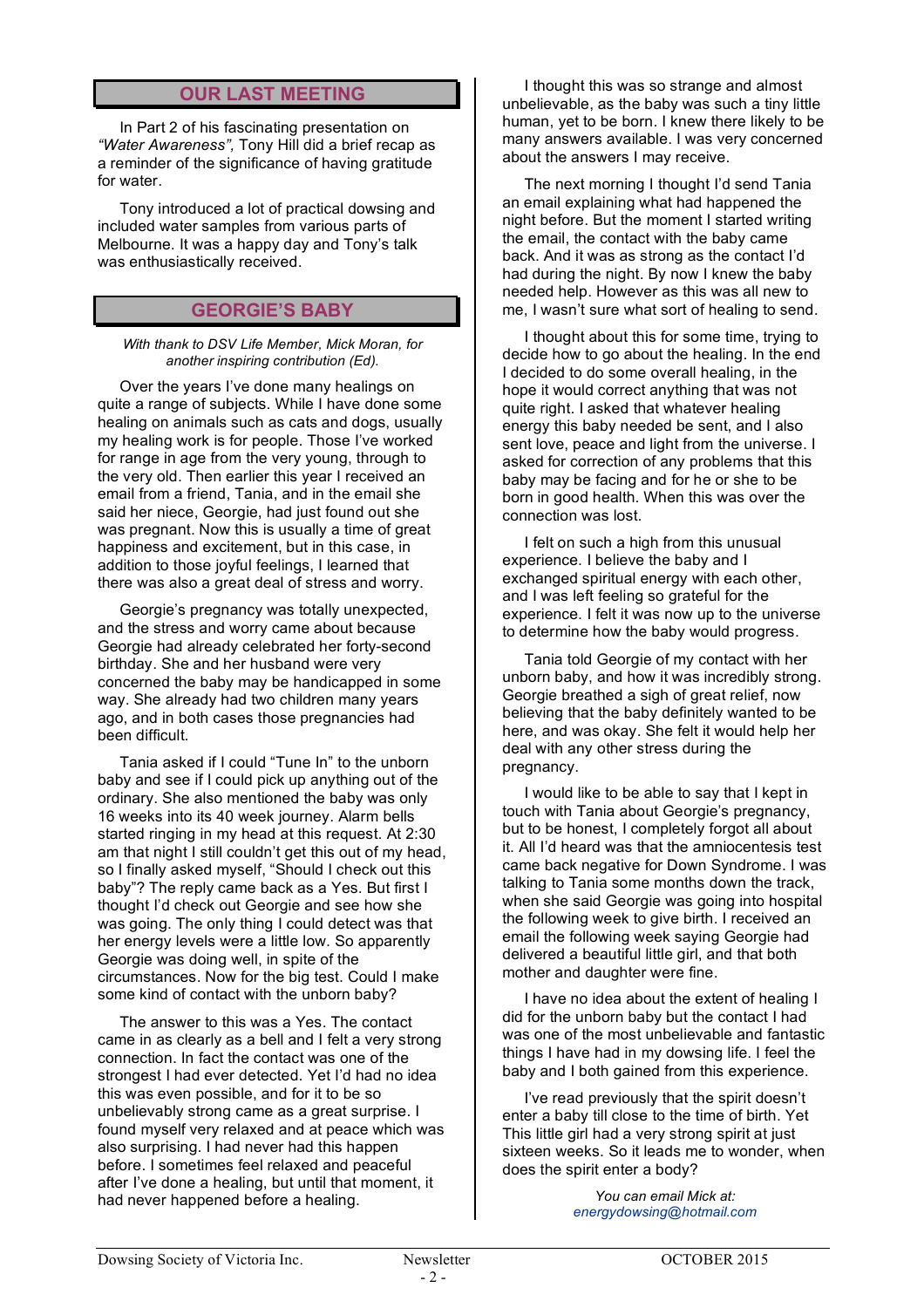## OUR LAST MEETING

In Part 2 of his fascinating presentation on *"Water Awareness"*, Tony Hill did a brief recap as a reminder of the significance of having gratitude for water.

Tony introduced a lot of practical dowsing and included water samples from various parts of Melbourne. It was a happy day and Tony's talk was enthusiastically received.

## GEORGIE'S BABY

*With thank to DSV Life Member, Mick Moran, for another inspiring contribution (Ed).*

Over the years I've done many healings on quite a range of subjects. While I have done some healing on animals such as cats and dogs, usually my healing work is for people. Those I've worked for range in age from the very young, through to the very old. Then earlier this year I received an email from a friend, Tania, and in the email she said her niece, Georgie, had just found out she was pregnant. Now this is usually a time of great happiness and excitement, but in this case, in addition to those joyful feelings, I learned that there was also a great deal of stress and worry.

Georgie's pregnancy was totally unexpected, and the stress and worry came about because Georgie had already celebrated her forty-second birthday. She and her husband were very concerned the baby may be handicapped in some way. She already had two children many years ago, and in both cases those pregnancies had been difficult.

Tania asked if I could "Tune In" to the unborn baby and see if I could pick up anything out of the ordinary. She also mentioned the baby was only 16 weeks into its 40 week journey. Alarm bells started ringing in my head at this request. At 2:30 am that night I still couldn't get this out of my head, so I finally asked myself, "Should I check out this baby"? The reply came back as a Yes. But first I thought I'd check out Georgie and see how she was going. The only thing I could detect was that her energy levels were a little low. So apparently Georgie was doing well, in spite of the circumstances. Now for the big test. Could I make some kind of contact with the unborn baby?

The answer to this was a Yes. The contact came in as clearly as a bell and I felt a very strong connection. In fact the contact was one of the strongest I had ever detected. Yet I'd had no idea this was even possible, and for it to be so unbelievably strong came as a great surprise. I found myself very relaxed and at peace which was also surprising. I had never had this happen before. I sometimes feel relaxed and peaceful after I've done a healing, but until that moment, it had never happened before a healing.

I thought this was so strange and almost unbelievable, as the baby was such a tiny little human, yet to be born. I knew there likely to be many answers available. I was very concerned about the answers I may receive.

The next morning I thought I'd send Tania an email explaining what had happened the night before. But the moment I started writing the email, the contact with the baby came back. And it was as strong as the contact I'd had during the night. By now I knew the baby needed help. However as this was all new to me, I wasn't sure what sort of healing to send.

I thought about this for some time, trying to decide how to go about the healing. In the end I decided to do some overall healing, in the hope it would correct anything that was not quite right. I asked that whatever healing energy this baby needed be sent, and I also sent love, peace and light from the universe. I asked for correction of any problems that this baby may be facing and for he or she to be born in good health. When this was over the connection was lost.

I felt on such a high from this unusual experience. I believe the baby and I exchanged spiritual energy with each other, and I was left feeling so grateful for the experience. I felt it was now up to the universe to determine how the baby would progress.

Tania told Georgie of my contact with her unborn baby, and how it was incredibly strong. Georgie breathed a sigh of great relief, now believing that the baby definitely wanted to be here, and was okay. She felt it would help her deal with any other stress during the pregnancy.

I would like to be able to say that I kept in touch with Tania about Georgie's pregnancy, but to be honest, I completely forgot all about it. All I'd heard was that the amniocentesis test came back negative for Down Syndrome. I was talking to Tania some months down the track, when she said Georgie was going into hospital the following week to give birth. I received an email the following week saying Georgie had delivered a beautiful little girl, and that both mother and daughter were fine.

I have no idea about the extent of healing I did for the unborn baby but the contact I had was one of the most unbelievable and fantastic things I have had in my dowsing life. I feel the baby and I both gained from this experience.

I've read previously that the spirit doesn't enter a baby till close to the time of birth. Yet This little girl had a very strong spirit at just sixteen weeks. So it leads me to wonder, when does the spirit enter a body?

*You can email Mick at: energydowsing@hotmail.com*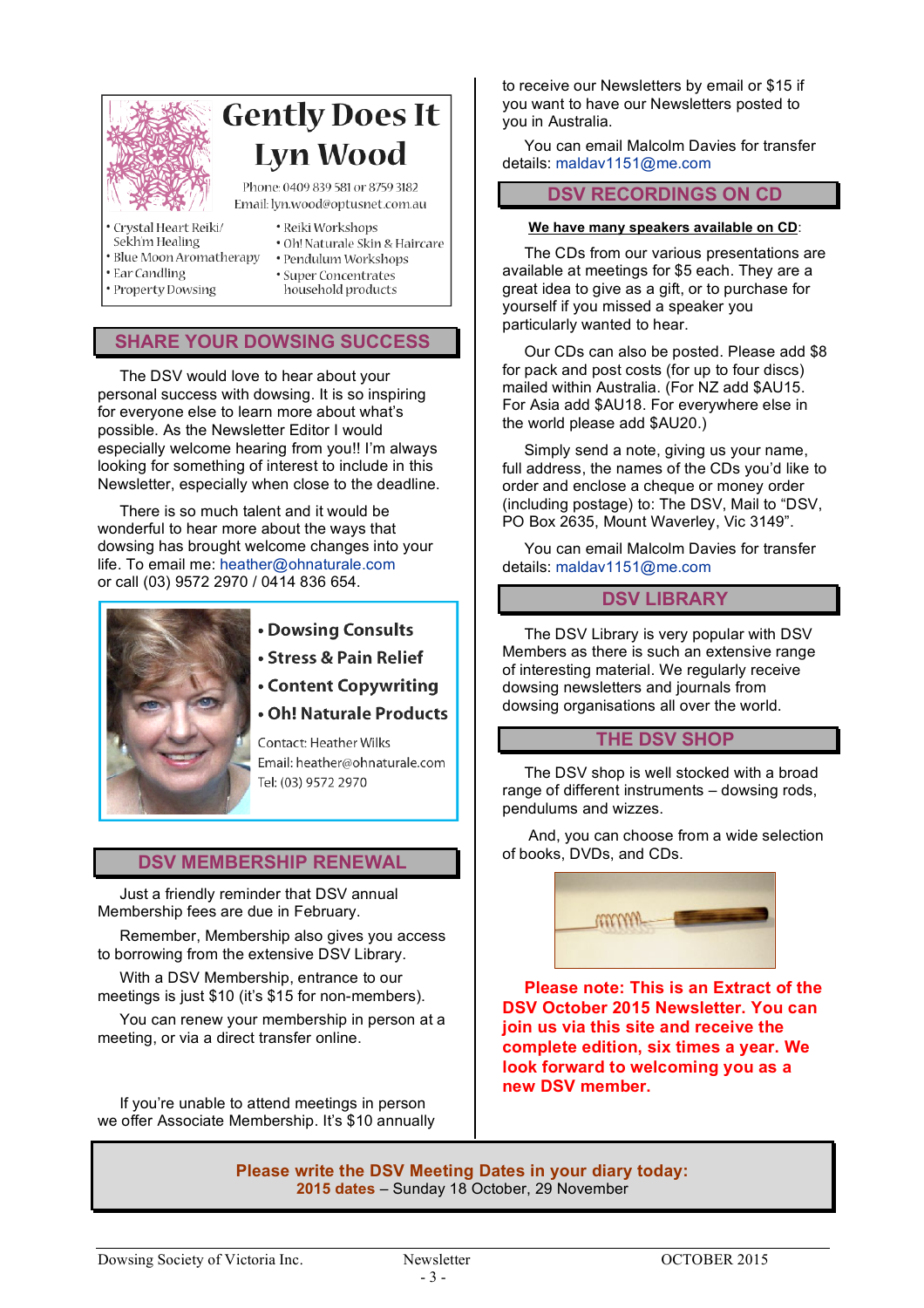# Gently Does It

## Lyn Wood

Phone: 0409 839 581 or 8759 3182
Email: lyn.wood@optusnet.com.au

- Crystal Heart Reiki/ Sekh'm Healing
- Blue Moon Aromatherapy
- Ear Candling
- Property Dowsing
- Reiki Workshops
- Oh! Naturale Skin & Haircare
- Pendulum Workshops
- Super Concentrates household products

## SHARE YOUR DOWSING SUCCESS

The DSV would love to hear about your personal success with dowsing. It is so inspiring for everyone else to learn more about what's possible. As the Newsletter Editor I would especially welcome hearing from you!! I'm always looking for something of interest to include in this Newsletter, especially when close to the deadline.

There is so much talent and it would be wonderful to hear more about the ways that dowsing has brought welcome changes into your life. To email me: heather@ohnaturale.com or call (03) 9572 2970 / 0414 836 654.

- **Dowsing Consults**
- **Stress & Pain Relief**
- **Content Copywriting**
- **Oh! Naturale Products**

Contact: Heather Wilks
Email: heather@ohnaturale.com
Tel: (03) 9572 2970

## DSV MEMBERSHIP RENEWAL

Just a friendly reminder that DSV annual Membership fees are due in February.

Remember, Membership also gives you access to borrowing from the extensive DSV Library.

With a DSV Membership, entrance to our meetings is just $10 (it's $15 for non-members).

You can renew your membership in person at a meeting, or via a direct transfer online.

If you're unable to attend meetings in person we offer Associate Membership. It's $10 annually to receive our Newsletters by email or $15 if you want to have our Newsletters posted to you in Australia.

You can email Malcolm Davies for transfer details: maldav1151@me.com

## DSV RECORDINGS ON CD

**We have many speakers available on CD**:

The CDs from our various presentations are available at meetings for $5 each. They are a great idea to give as a gift, or to purchase for yourself if you missed a speaker you particularly wanted to hear.

Our CDs can also be posted. Please add $8 for pack and post costs (for up to four discs) mailed within Australia. (For NZ add $AU15. For Asia add $AU18. For everywhere else in the world please add $AU20.)

Simply send a note, giving us your name, full address, the names of the CDs you'd like to order and enclose a cheque or money order (including postage) to: The DSV, Mail to "DSV, PO Box 2635, Mount Waverley, Vic 3149".

You can email Malcolm Davies for transfer details: maldav1151@me.com

## DSV LIBRARY

The DSV Library is very popular with DSV Members as there is such an extensive range of interesting material. We regularly receive dowsing newsletters and journals from dowsing organisations all over the world.

## THE DSV SHOP

The DSV shop is well stocked with a broad range of different instruments – dowsing rods, pendulums and wizzes.

And, you can choose from a wide selection of books, DVDs, and CDs.

**Please note: This is an Extract of the DSV October 2015 Newsletter. You can join us via this site and receive the complete edition, six times a year. We look forward to welcoming you as a new DSV member.**

**Please write the DSV Meeting Dates in your diary today:**
**2015 dates** – Sunday 18 October, 29 November